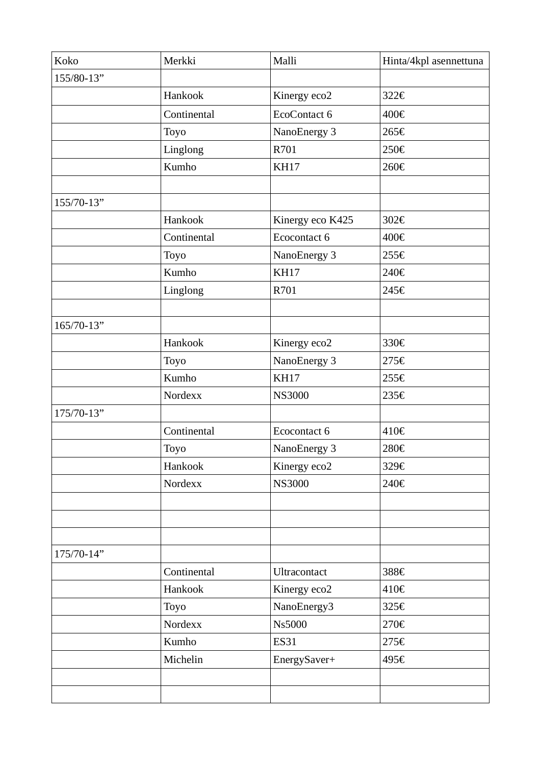| Koko | Merkki | Malli | Hinta/4kpl asennettuna |
|---|---|---|---|
| 155/80-13” | | | |
| | Hankook | Kinergy eco2 | 322€ |
| | Continental | EcoContact 6 | 400€ |
| | Toyo | NanoEnergy 3 | 265€ |
| | Linglong | R701 | 250€ |
| | Kumho | KH17 | 260€ |
| | | | |
| 155/70-13” | | | |
| | Hankook | Kinergy eco K425 | 302€ |
| | Continental | Ecocontact 6 | 400€ |
| | Toyo | NanoEnergy 3 | 255€ |
| | Kumho | KH17 | 240€ |
| | Linglong | R701 | 245€ |
| | | | |
| 165/70-13” | | | |
| | Hankook | Kinergy eco2 | 330€ |
| | Toyo | NanoEnergy 3 | 275€ |
| | Kumho | KH17 | 255€ |
| | Nordexx | NS3000 | 235€ |
| 175/70-13” | | | |
| | Continental | Ecocontact 6 | 410€ |
| | Toyo | NanoEnergy 3 | 280€ |
| | Hankook | Kinergy eco2 | 329€ |
| | Nordexx | NS3000 | 240€ |
| | | | |
| | | | |
| | | | |
| 175/70-14” | | | |
| | Continental | Ultracontact | 388€ |
| | Hankook | Kinergy eco2 | 410€ |
| | Toyo | NanoEnergy3 | 325€ |
| | Nordexx | Ns5000 | 270€ |
| | Kumho | ES31 | 275€ |
| | Michelin | EnergySaver+ | 495€ |
| | | | |
| | | | |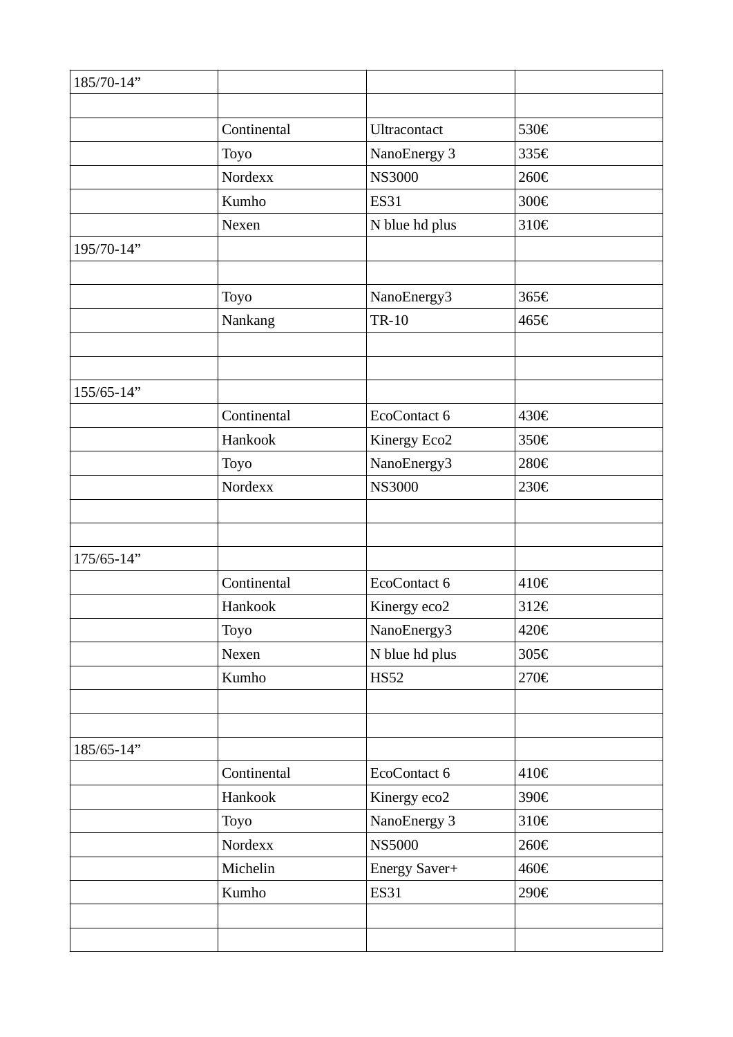| 185/70-14” | | | |
|---|---|---|---|
| | | | |
| | Continental | Ultracontact | 530€ |
| | Toyo | NanoEnergy 3 | 335€ |
| | Nordexx | NS3000 | 260€ |
| | Kumho | ES31 | 300€ |
| | Nexen | N blue hd plus | 310€ |
| 195/70-14” | | | |
| | | | |
| | Toyo | NanoEnergy3 | 365€ |
| | Nankang | TR-10 | 465€ |
| | | | |
| | | | |
| 155/65-14” | | | |
| | Continental | EcoContact 6 | 430€ |
| | Hankook | Kinergy Eco2 | 350€ |
| | Toyo | NanoEnergy3 | 280€ |
| | Nordexx | NS3000 | 230€ |
| | | | |
| | | | |
| 175/65-14” | | | |
| | Continental | EcoContact 6 | 410€ |
| | Hankook | Kinergy eco2 | 312€ |
| | Toyo | NanoEnergy3 | 420€ |
| | Nexen | N blue hd plus | 305€ |
| | Kumho | HS52 | 270€ |
| | | | |
| | | | |
| 185/65-14” | | | |
| | Continental | EcoContact 6 | 410€ |
| | Hankook | Kinergy eco2 | 390€ |
| | Toyo | NanoEnergy 3 | 310€ |
| | Nordexx | NS5000 | 260€ |
| | Michelin | Energy Saver+ | 460€ |
| | Kumho | ES31 | 290€ |
| | | | |
| | | | |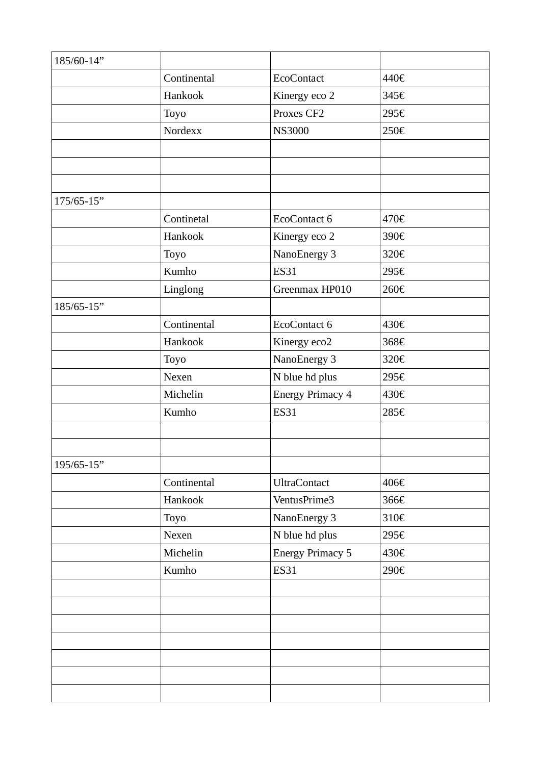| 185/60-14” | | | |
|---|---|---|---|
| | Continental | EcoContact | 440€ |
| | Hankook | Kinergy eco 2 | 345€ |
| | Toyo | Proxes CF2 | 295€ |
| | Nordexx | NS3000 | 250€ |
| | | | |
| | | | |
| | | | |
| 175/65-15” | | | |
| | Continetal | EcoContact 6 | 470€ |
| | Hankook | Kinergy eco 2 | 390€ |
| | Toyo | NanoEnergy 3 | 320€ |
| | Kumho | ES31 | 295€ |
| | Linglong | Greenmax HP010 | 260€ |
| 185/65-15” | | | |
| | Continental | EcoContact 6 | 430€ |
| | Hankook | Kinergy eco2 | 368€ |
| | Toyo | NanoEnergy 3 | 320€ |
| | Nexen | N blue hd plus | 295€ |
| | Michelin | Energy Primacy 4 | 430€ |
| | Kumho | ES31 | 285€ |
| | | | |
| | | | |
| 195/65-15” | | | |
| | Continental | UltraContact | 406€ |
| | Hankook | VentusPrime3 | 366€ |
| | Toyo | NanoEnergy 3 | 310€ |
| | Nexen | N blue hd plus | 295€ |
| | Michelin | Energy Primacy 5 | 430€ |
| | Kumho | ES31 | 290€ |
| | | | |
| | | | |
| | | | |
| | | | |
| | | | |
| | | | |
| | | | |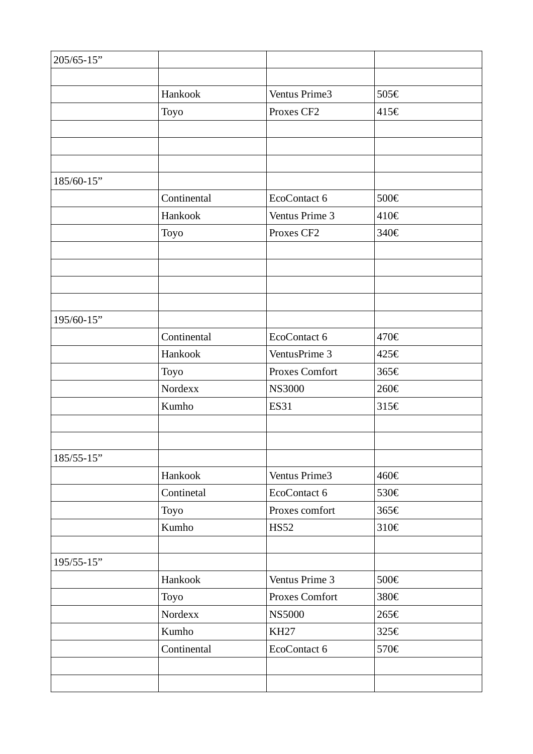| 205/65-15” | | | |
|---|---|---|---|
| | | | |
| | Hankook | Ventus Prime3 | 505€ |
| | Toyo | Proxes CF2 | 415€ |
| | | | |
| | | | |
| | | | |
| 185/60-15” | | | |
| | Continental | EcoContact 6 | 500€ |
| | Hankook | Ventus Prime 3 | 410€ |
| | Toyo | Proxes CF2 | 340€ |
| | | | |
| | | | |
| | | | |
| | | | |
| 195/60-15” | | | |
| | Continental | EcoContact 6 | 470€ |
| | Hankook | VentusPrime 3 | 425€ |
| | Toyo | Proxes Comfort | 365€ |
| | Nordexx | NS3000 | 260€ |
| | Kumho | ES31 | 315€ |
| | | | |
| | | | |
| 185/55-15” | | | |
| | Hankook | Ventus Prime3 | 460€ |
| | Continetal | EcoContact 6 | 530€ |
| | Toyo | Proxes comfort | 365€ |
| | Kumho | HS52 | 310€ |
| | | | |
| 195/55-15” | | | |
| | Hankook | Ventus Prime 3 | 500€ |
| | Toyo | Proxes Comfort | 380€ |
| | Nordexx | NS5000 | 265€ |
| | Kumho | KH27 | 325€ |
| | Continental | EcoContact 6 | 570€ |
| | | | |
| | | | |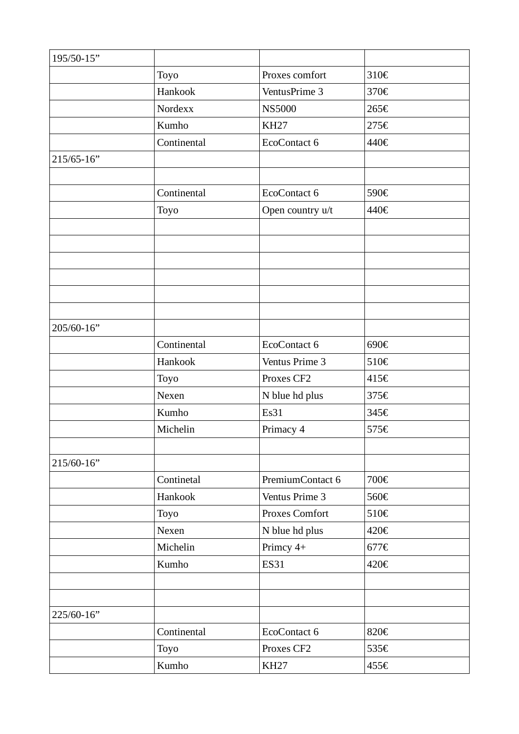| 195/50-15” | | | |
|---|---|---|---|
| | Toyo | Proxes comfort | 310€ |
| | Hankook | VentusPrime 3 | 370€ |
| | Nordexx | NS5000 | 265€ |
| | Kumho | KH27 | 275€ |
| | Continental | EcoContact 6 | 440€ |
| 215/65-16” | | | |
| | | | |
| | Continental | EcoContact 6 | 590€ |
| | Toyo | Open country u/t | 440€ |
| | | | |
| | | | |
| | | | |
| | | | |
| | | | |
| | | | |
| 205/60-16” | | | |
| | Continental | EcoContact 6 | 690€ |
| | Hankook | Ventus Prime 3 | 510€ |
| | Toyo | Proxes CF2 | 415€ |
| | Nexen | N blue hd plus | 375€ |
| | Kumho | Es31 | 345€ |
| | Michelin | Primacy 4 | 575€ |
| | | | |
| 215/60-16” | | | |
| | Continetal | PremiumContact 6 | 700€ |
| | Hankook | Ventus Prime 3 | 560€ |
| | Toyo | Proxes Comfort | 510€ |
| | Nexen | N blue hd plus | 420€ |
| | Michelin | Primcy 4+ | 677€ |
| | Kumho | ES31 | 420€ |
| | | | |
| | | | |
| 225/60-16” | | | |
| | Continental | EcoContact 6 | 820€ |
| | Toyo | Proxes CF2 | 535€ |
| | Kumho | KH27 | 455€ |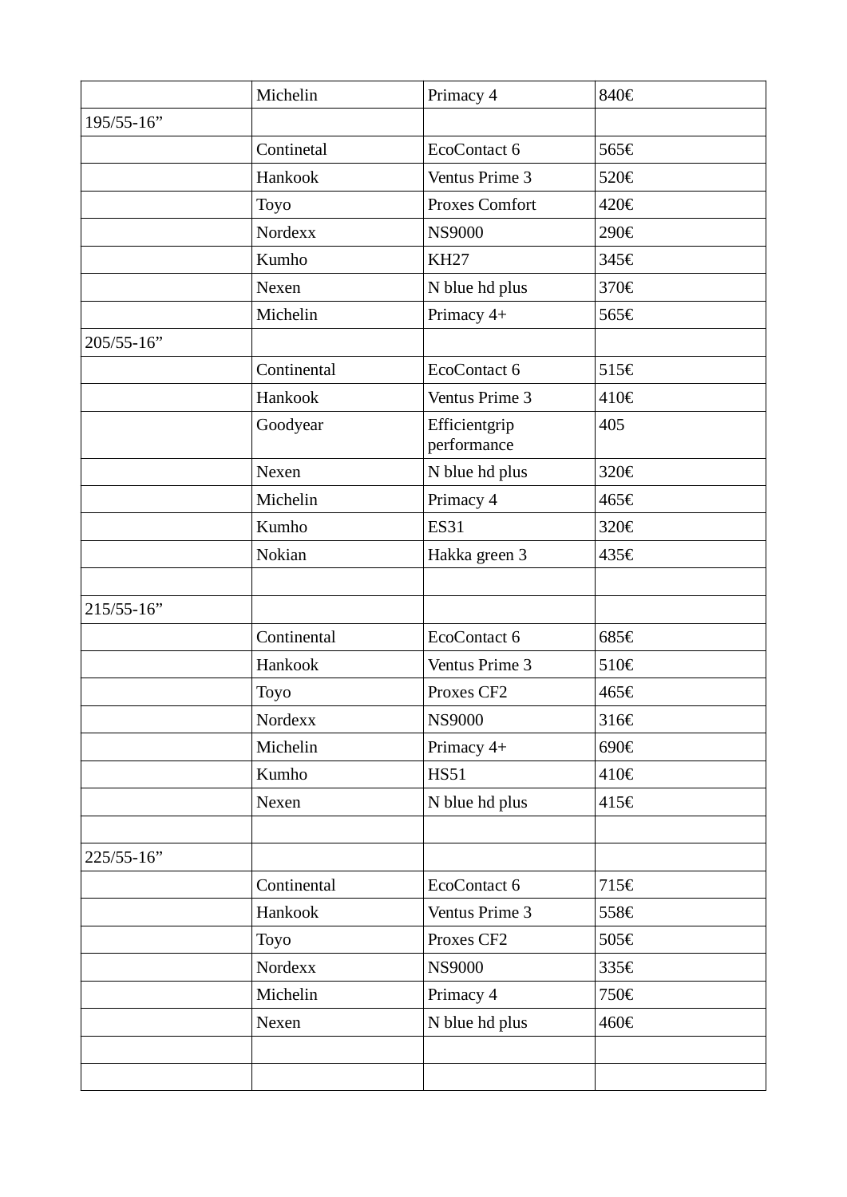|  | Michelin | Primacy 4 | 840€ |
|---|---|---|---|
| 195/55-16” |  |  |  |
|  | Continetal | EcoContact 6 | 565€ |
|  | Hankook | Ventus Prime 3 | 520€ |
|  | Toyo | Proxes Comfort | 420€ |
|  | Nordexx | NS9000 | 290€ |
|  | Kumho | KH27 | 345€ |
|  | Nexen | N blue hd plus | 370€ |
|  | Michelin | Primacy 4+ | 565€ |
| 205/55-16” |  |  |  |
|  | Continental | EcoContact 6 | 515€ |
|  | Hankook | Ventus Prime 3 | 410€ |
|  | Goodyear | Efficientgrip performance | 405 |
|  | Nexen | N blue hd plus | 320€ |
|  | Michelin | Primacy 4 | 465€ |
|  | Kumho | ES31 | 320€ |
|  | Nokian | Hakka green 3 | 435€ |
|  |  |  |  |
| 215/55-16” |  |  |  |
|  | Continental | EcoContact 6 | 685€ |
|  | Hankook | Ventus Prime 3 | 510€ |
|  | Toyo | Proxes CF2 | 465€ |
|  | Nordexx | NS9000 | 316€ |
|  | Michelin | Primacy 4+ | 690€ |
|  | Kumho | HS51 | 410€ |
|  | Nexen | N blue hd plus | 415€ |
|  |  |  |  |
| 225/55-16” |  |  |  |
|  | Continental | EcoContact 6 | 715€ |
|  | Hankook | Ventus Prime 3 | 558€ |
|  | Toyo | Proxes CF2 | 505€ |
|  | Nordexx | NS9000 | 335€ |
|  | Michelin | Primacy 4 | 750€ |
|  | Nexen | N blue hd plus | 460€ |
|  |  |  |  |
|  |  |  |  |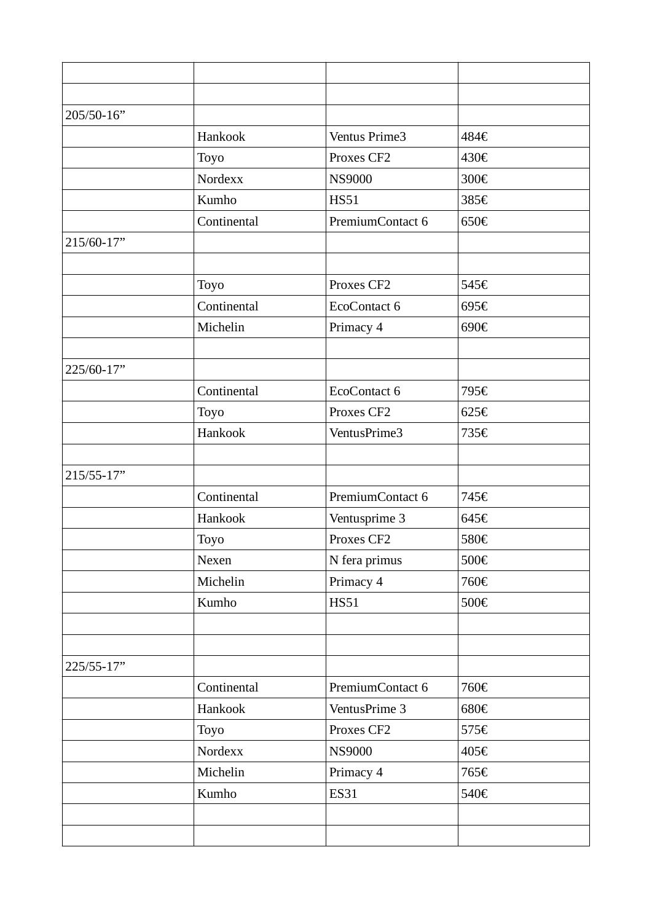| | | | |
|---|---|---|---|
| | | | |
| 205/50-16” | | | |
| | Hankook | Ventus Prime3 | 484€ |
| | Toyo | Proxes CF2 | 430€ |
| | Nordexx | NS9000 | 300€ |
| | Kumho | HS51 | 385€ |
| | Continental | PremiumContact 6 | 650€ |
| 215/60-17” | | | |
| | | | |
| | Toyo | Proxes CF2 | 545€ |
| | Continental | EcoContact 6 | 695€ |
| | Michelin | Primacy 4 | 690€ |
| | | | |
| 225/60-17” | | | |
| | Continental | EcoContact 6 | 795€ |
| | Toyo | Proxes CF2 | 625€ |
| | Hankook | VentusPrime3 | 735€ |
| | | | |
| 215/55-17” | | | |
| | Continental | PremiumContact 6 | 745€ |
| | Hankook | Ventusprime 3 | 645€ |
| | Toyo | Proxes CF2 | 580€ |
| | Nexen | N fera primus | 500€ |
| | Michelin | Primacy 4 | 760€ |
| | Kumho | HS51 | 500€ |
| | | | |
| | | | |
| 225/55-17” | | | |
| | Continental | PremiumContact 6 | 760€ |
| | Hankook | VentusPrime 3 | 680€ |
| | Toyo | Proxes CF2 | 575€ |
| | Nordexx | NS9000 | 405€ |
| | Michelin | Primacy 4 | 765€ |
| | Kumho | ES31 | 540€ |
| | | | |
| | | | |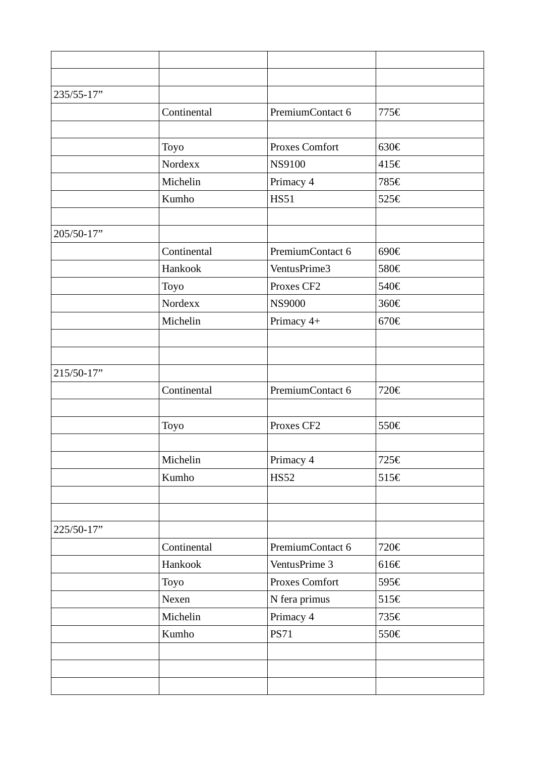| | | | |
|---|---|---|---|
| | | | |
| 235/55-17” | | | |
| | Continental | PremiumContact 6 | 775€ |
| | | | |
| | Toyo | Proxes Comfort | 630€ |
| | Nordexx | NS9100 | 415€ |
| | Michelin | Primacy 4 | 785€ |
| | Kumho | HS51 | 525€ |
| | | | |
| 205/50-17” | | | |
| | Continental | PremiumContact 6 | 690€ |
| | Hankook | VentusPrime3 | 580€ |
| | Toyo | Proxes CF2 | 540€ |
| | Nordexx | NS9000 | 360€ |
| | Michelin | Primacy 4+ | 670€ |
| | | | |
| | | | |
| 215/50-17” | | | |
| | Continental | PremiumContact 6 | 720€ |
| | | | |
| | Toyo | Proxes CF2 | 550€ |
| | | | |
| | Michelin | Primacy 4 | 725€ |
| | Kumho | HS52 | 515€ |
| | | | |
| | | | |
| 225/50-17” | | | |
| | Continental | PremiumContact 6 | 720€ |
| | Hankook | VentusPrime 3 | 616€ |
| | Toyo | Proxes Comfort | 595€ |
| | Nexen | N fera primus | 515€ |
| | Michelin | Primacy 4 | 735€ |
| | Kumho | PS71 | 550€ |
| | | | |
| | | | |
| | | | |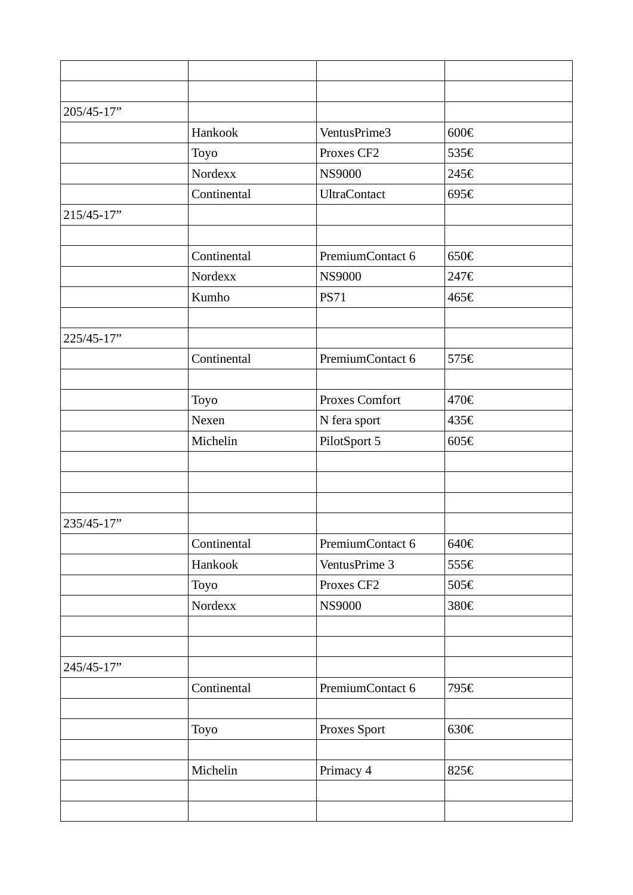| | | | |
|---|---|---|---|
| | | | |
| 205/45-17” | | | |
| | Hankook | VentusPrime3 | 600€ |
| | Toyo | Proxes CF2 | 535€ |
| | Nordexx | NS9000 | 245€ |
| | Continental | UltraContact | 695€ |
| 215/45-17” | | | |
| | | | |
| | Continental | PremiumContact 6 | 650€ |
| | Nordexx | NS9000 | 247€ |
| | Kumho | PS71 | 465€ |
| | | | |
| 225/45-17” | | | |
| | Continental | PremiumContact 6 | 575€ |
| | | | |
| | Toyo | Proxes Comfort | 470€ |
| | Nexen | N fera sport | 435€ |
| | Michelin | PilotSport 5 | 605€ |
| | | | |
| | | | |
| | | | |
| 235/45-17” | | | |
| | Continental | PremiumContact 6 | 640€ |
| | Hankook | VentusPrime 3 | 555€ |
| | Toyo | Proxes CF2 | 505€ |
| | Nordexx | NS9000 | 380€ |
| | | | |
| | | | |
| 245/45-17” | | | |
| | Continental | PremiumContact 6 | 795€ |
| | | | |
| | Toyo | Proxes Sport | 630€ |
| | | | |
| | Michelin | Primacy 4 | 825€ |
| | | | |
| | | | |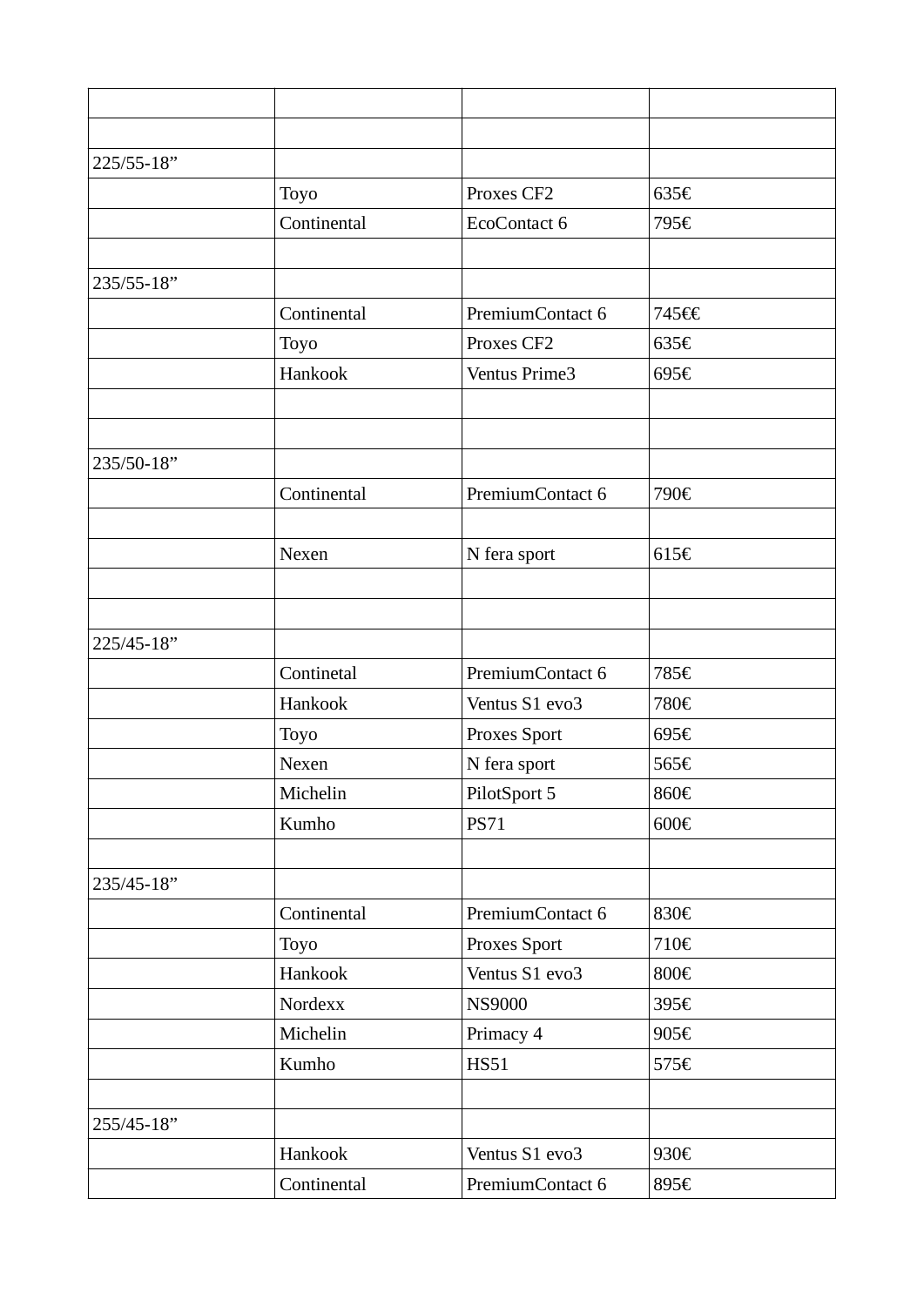| | | | |
|---|---|---|---|
| | | | |
| 225/55-18” | | | |
| | Toyo | Proxes CF2 | 635€ |
| | Continental | EcoContact 6 | 795€ |
| | | | |
| 235/55-18” | | | |
| | Continental | PremiumContact 6 | 745€€ |
| | Toyo | Proxes CF2 | 635€ |
| | Hankook | Ventus Prime3 | 695€ |
| | | | |
| | | | |
| 235/50-18” | | | |
| | Continental | PremiumContact 6 | 790€ |
| | | | |
| | Nexen | N fera sport | 615€ |
| | | | |
| | | | |
| 225/45-18” | | | |
| | Continetal | PremiumContact 6 | 785€ |
| | Hankook | Ventus S1 evo3 | 780€ |
| | Toyo | Proxes Sport | 695€ |
| | Nexen | N fera sport | 565€ |
| | Michelin | PilotSport 5 | 860€ |
| | Kumho | PS71 | 600€ |
| | | | |
| 235/45-18” | | | |
| | Continental | PremiumContact 6 | 830€ |
| | Toyo | Proxes Sport | 710€ |
| | Hankook | Ventus S1 evo3 | 800€ |
| | Nordexx | NS9000 | 395€ |
| | Michelin | Primacy 4 | 905€ |
| | Kumho | HS51 | 575€ |
| | | | |
| 255/45-18” | | | |
| | Hankook | Ventus S1 evo3 | 930€ |
| | Continental | PremiumContact 6 | 895€ |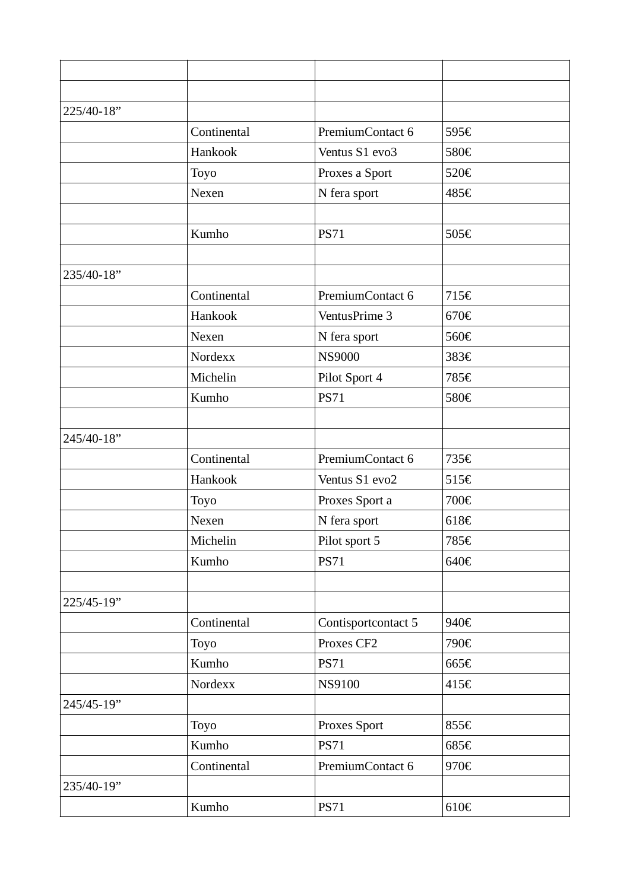| | | | |
|---|---|---|---|
| | | | |
| 225/40-18” | | | |
| | Continental | PremiumContact 6 | 595€ |
| | Hankook | Ventus S1 evo3 | 580€ |
| | Toyo | Proxes a Sport | 520€ |
| | Nexen | N fera sport | 485€ |
| | | | |
| | Kumho | PS71 | 505€ |
| | | | |
| 235/40-18” | | | |
| | Continental | PremiumContact 6 | 715€ |
| | Hankook | VentusPrime 3 | 670€ |
| | Nexen | N fera sport | 560€ |
| | Nordexx | NS9000 | 383€ |
| | Michelin | Pilot Sport 4 | 785€ |
| | Kumho | PS71 | 580€ |
| | | | |
| 245/40-18” | | | |
| | Continental | PremiumContact 6 | 735€ |
| | Hankook | Ventus S1 evo2 | 515€ |
| | Toyo | Proxes Sport a | 700€ |
| | Nexen | N fera sport | 618€ |
| | Michelin | Pilot sport 5 | 785€ |
| | Kumho | PS71 | 640€ |
| | | | |
| 225/45-19” | | | |
| | Continental | Contisportcontact 5 | 940€ |
| | Toyo | Proxes CF2 | 790€ |
| | Kumho | PS71 | 665€ |
| | Nordexx | NS9100 | 415€ |
| 245/45-19” | | | |
| | Toyo | Proxes Sport | 855€ |
| | Kumho | PS71 | 685€ |
| | Continental | PremiumContact 6 | 970€ |
| 235/40-19” | | | |
| | Kumho | PS71 | 610€ |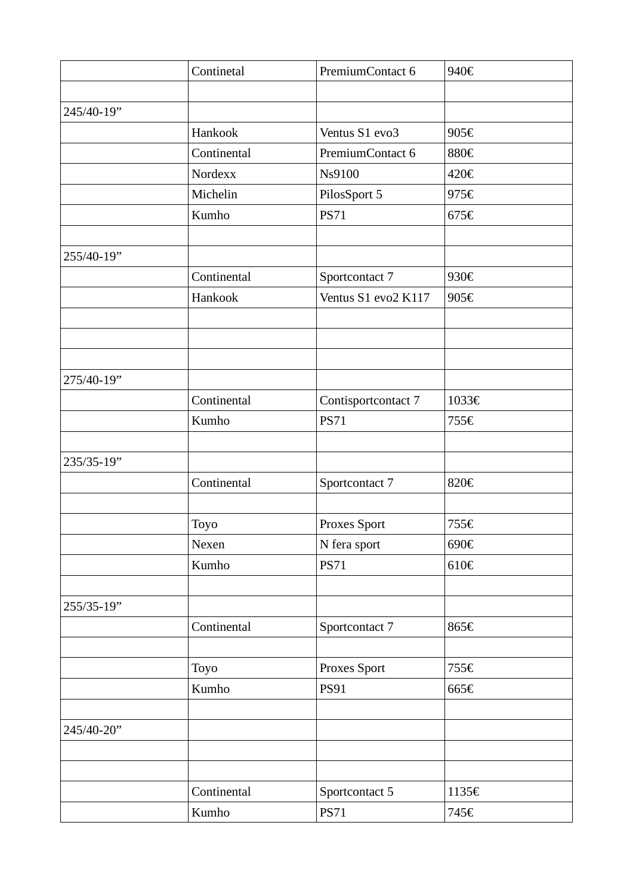| | Continetal | PremiumContact 6 | 940€ |
|---|---|---|---|
| | | | |
| 245/40-19” | | | |
| | Hankook | Ventus S1 evo3 | 905€ |
| | Continental | PremiumContact 6 | 880€ |
| | Nordexx | Ns9100 | 420€ |
| | Michelin | PilosSport 5 | 975€ |
| | Kumho | PS71 | 675€ |
| | | | |
| 255/40-19” | | | |
| | Continental | Sportcontact 7 | 930€ |
| | Hankook | Ventus S1 evo2 K117 | 905€ |
| | | | |
| | | | |
| | | | |
| 275/40-19” | | | |
| | Continental | Contisportcontact 7 | 1033€ |
| | Kumho | PS71 | 755€ |
| | | | |
| 235/35-19” | | | |
| | Continental | Sportcontact 7 | 820€ |
| | | | |
| | Toyo | Proxes Sport | 755€ |
| | Nexen | N fera sport | 690€ |
| | Kumho | PS71 | 610€ |
| | | | |
| 255/35-19” | | | |
| | Continental | Sportcontact 7 | 865€ |
| | | | |
| | Toyo | Proxes Sport | 755€ |
| | Kumho | PS91 | 665€ |
| | | | |
| 245/40-20” | | | |
| | | | |
| | | | |
| | Continental | Sportcontact 5 | 1135€ |
| | Kumho | PS71 | 745€ |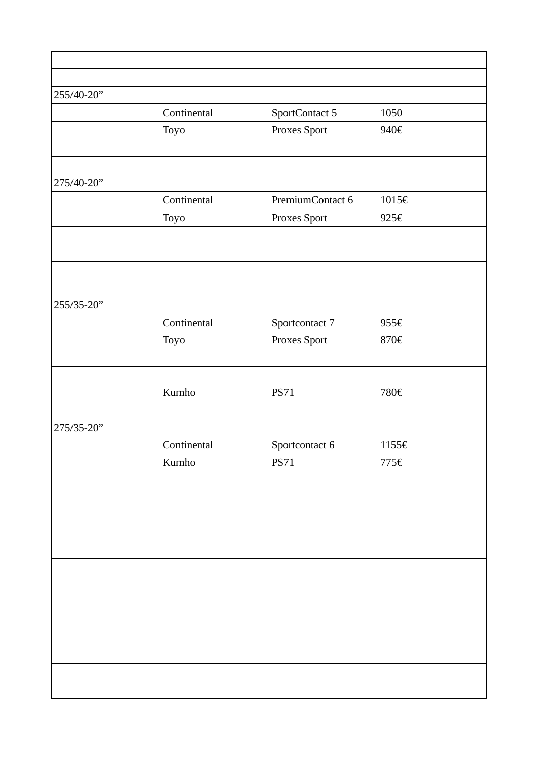| | | | |
|---|---|---|---|
| | | | |
| 255/40-20” | | | |
| | Continental | SportContact 5 | 1050 |
| | Toyo | Proxes Sport | 940€ |
| | | | |
| | | | |
| 275/40-20” | | | |
| | Continental | PremiumContact 6 | 1015€ |
| | Toyo | Proxes Sport | 925€ |
| | | | |
| | | | |
| | | | |
| | | | |
| 255/35-20” | | | |
| | Continental | Sportcontact 7 | 955€ |
| | Toyo | Proxes Sport | 870€ |
| | | | |
| | | | |
| | Kumho | PS71 | 780€ |
| | | | |
| 275/35-20” | | | |
| | Continental | Sportcontact 6 | 1155€ |
| | Kumho | PS71 | 775€ |
| | | | |
| | | | |
| | | | |
| | | | |
| | | | |
| | | | |
| | | | |
| | | | |
| | | | |
| | | | |
| | | | |
| | | | |
| | | | |